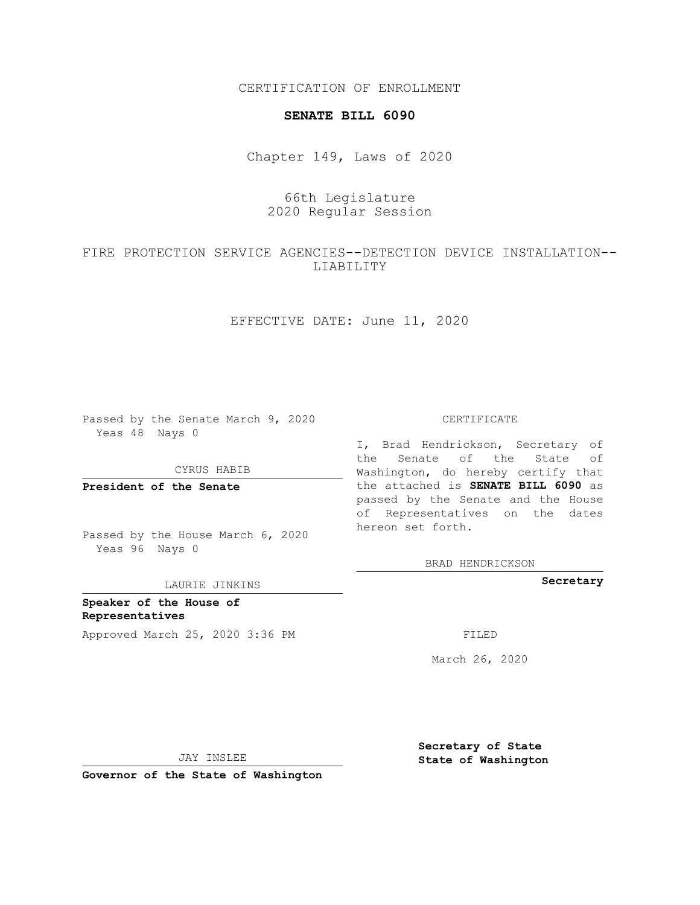CERTIFICATION OF ENROLLMENT

**SENATE BILL 6090**

Chapter 149, Laws of 2020

66th Legislature
2020 Regular Session

FIRE PROTECTION SERVICE AGENCIES--DETECTION DEVICE INSTALLATION--LIABILITY

EFFECTIVE DATE: June 11, 2020

Passed by the Senate March 9, 2020
Yeas 48 Nays 0

CYRUS HABIB

**President of the Senate**

Passed by the House March 6, 2020
Yeas 96 Nays 0

LAURIE JINKINS

**Speaker of the House of Representatives**

Approved March 25, 2020 3:36 PM

JAY INSLEE

**Governor of the State of Washington**

CERTIFICATE

I, Brad Hendrickson, Secretary of the Senate of the State of Washington, do hereby certify that the attached is **SENATE BILL 6090** as passed by the Senate and the House of Representatives on the dates hereon set forth.

BRAD HENDRICKSON

**Secretary**

FILED

March 26, 2020

**Secretary of State**
**State of Washington**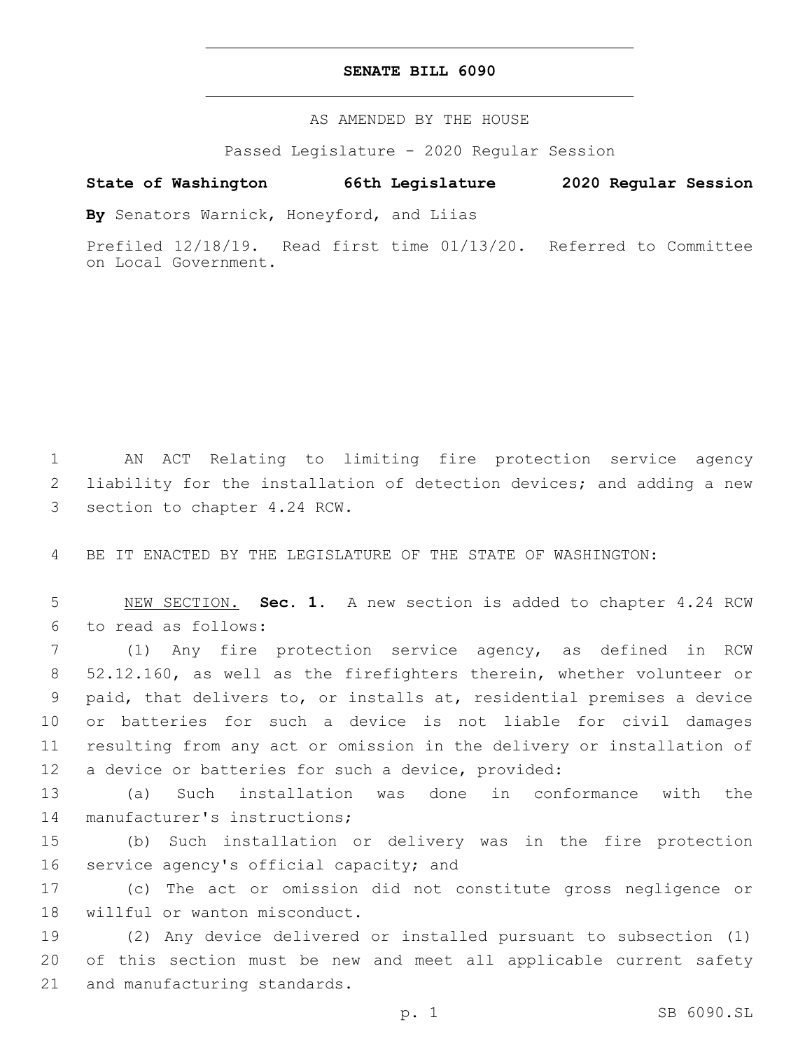# SENATE BILL 6090

AS AMENDED BY THE HOUSE

Passed Legislature - 2020 Regular Session

**State of Washington 66th Legislature 2020 Regular Session**

**By** Senators Warnick, Honeyford, and Liias

Prefiled 12/18/19. Read first time 01/13/20. Referred to Committee on Local Government.

AN ACT Relating to limiting fire protection service agency liability for the installation of detection devices; and adding a new section to chapter 4.24 RCW.

BE IT ENACTED BY THE LEGISLATURE OF THE STATE OF WASHINGTON:

NEW SECTION. **Sec. 1.** A new section is added to chapter 4.24 RCW to read as follows:

(1) Any fire protection service agency, as defined in RCW 52.12.160, as well as the firefighters therein, whether volunteer or paid, that delivers to, or installs at, residential premises a device or batteries for such a device is not liable for civil damages resulting from any act or omission in the delivery or installation of a device or batteries for such a device, provided:

(a) Such installation was done in conformance with the manufacturer's instructions;

(b) Such installation or delivery was in the fire protection service agency's official capacity; and

(c) The act or omission did not constitute gross negligence or willful or wanton misconduct.

(2) Any device delivered or installed pursuant to subsection (1) of this section must be new and meet all applicable current safety and manufacturing standards.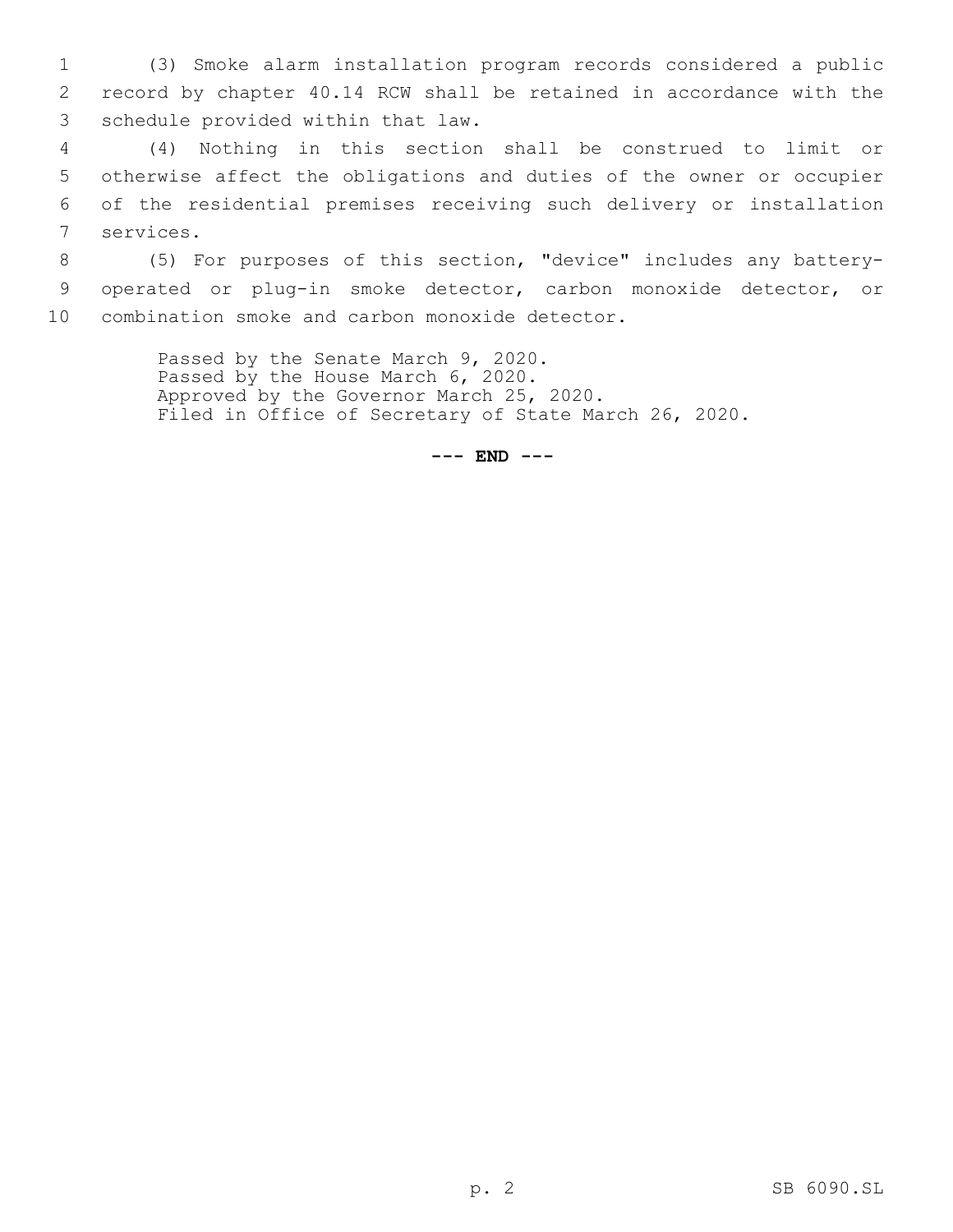(3) Smoke alarm installation program records considered a public record by chapter 40.14 RCW shall be retained in accordance with the schedule provided within that law.

(4) Nothing in this section shall be construed to limit or otherwise affect the obligations and duties of the owner or occupier of the residential premises receiving such delivery or installation services.

(5) For purposes of this section, "device" includes any battery-operated or plug-in smoke detector, carbon monoxide detector, or combination smoke and carbon monoxide detector.

Passed by the Senate March 9, 2020.
Passed by the House March 6, 2020.
Approved by the Governor March 25, 2020.
Filed in Office of Secretary of State March 26, 2020.

**--- END ---**